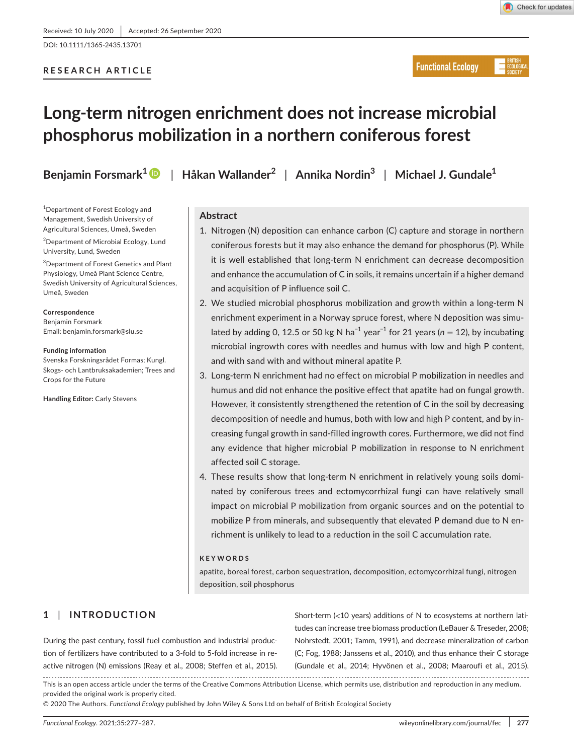Received: 10 July 2020 | Accepted: 26 September 2020

DOI: 10.1111/1365-2435.13701

RESEARCH ARTICLE

# Long-term nitrogen enrichment does not increase microbial phosphorus mobilization in a northern coniferous forest

**Benjamin Forsmark[1]** | **Håkan Wallander[2]** | **Annika Nordin[3]** | **Michael J. Gundale[1]**

[1]Department of Forest Ecology and Management, Swedish University of Agricultural Sciences, Umeå, Sweden

[2]Department of Microbial Ecology, Lund University, Lund, Sweden

[3]Department of Forest Genetics and Plant Physiology, Umeå Plant Science Centre, Swedish University of Agricultural Sciences, Umeå, Sweden

**Correspondence**
Benjamin Forsmark
Email: benjamin.forsmark@slu.se

**Funding information**
Svenska Forskningsrådet Formas; Kungl. Skogs- och Lantbruksakademien; Trees and Crops for the Future

**Handling Editor:** Carly Stevens

## Abstract

1. Nitrogen (N) deposition can enhance carbon (C) capture and storage in northern coniferous forests but it may also enhance the demand for phosphorus (P). While it is well established that long-term N enrichment can decrease decomposition and enhance the accumulation of C in soils, it remains uncertain if a higher demand and acquisition of P influence soil C.
2. We studied microbial phosphorus mobilization and growth within a long-term N enrichment experiment in a Norway spruce forest, where N deposition was simulated by adding 0, 12.5 or 50 kg N $ha^{-1}$ $year^{-1}$ for 21 years ($n = 12$), by incubating microbial ingrowth cores with needles and humus with low and high P content, and with sand with and without mineral apatite P.
3. Long-term N enrichment had no effect on microbial P mobilization in needles and humus and did not enhance the positive effect that apatite had on fungal growth. However, it consistently strengthened the retention of C in the soil by decreasing decomposition of needle and humus, both with low and high P content, and by increasing fungal growth in sand-filled ingrowth cores. Furthermore, we did not find any evidence that higher microbial P mobilization in response to N enrichment affected soil C storage.
4. These results show that long-term N enrichment in relatively young soils dominated by coniferous trees and ectomycorrhizal fungi can have relatively small impact on microbial P mobilization from organic sources and on the potential to mobilize P from minerals, and subsequently that elevated P demand due to N enrichment is unlikely to lead to a reduction in the soil C accumulation rate.

**KEYWORDS**

apatite, boreal forest, carbon sequestration, decomposition, ectomycorrhizal fungi, nitrogen deposition, soil phosphorus

## 1 | INTRODUCTION

During the past century, fossil fuel combustion and industrial production of fertilizers have contributed to a 3-fold to 5-fold increase in reactive nitrogen (N) emissions (Reay et al., 2008; Steffen et al., 2015). Short-term (<10 years) additions of N to ecosystems at northern latitudes can increase tree biomass production (LeBauer & Treseder, 2008; Nohrstedt, 2001; Tamm, 1991), and decrease mineralization of carbon (C; Fog, 1988; Janssens et al., 2010), and thus enhance their C storage (Gundale et al., 2014; Hyvönen et al., 2008; Maaroufi et al., 2015).

This is an open access article under the terms of the Creative Commons Attribution License, which permits use, distribution and reproduction in any medium, provided the original work is properly cited.
© 2020 The Authors. *Functional Ecology* published by John Wiley & Sons Ltd on behalf of British Ecological Society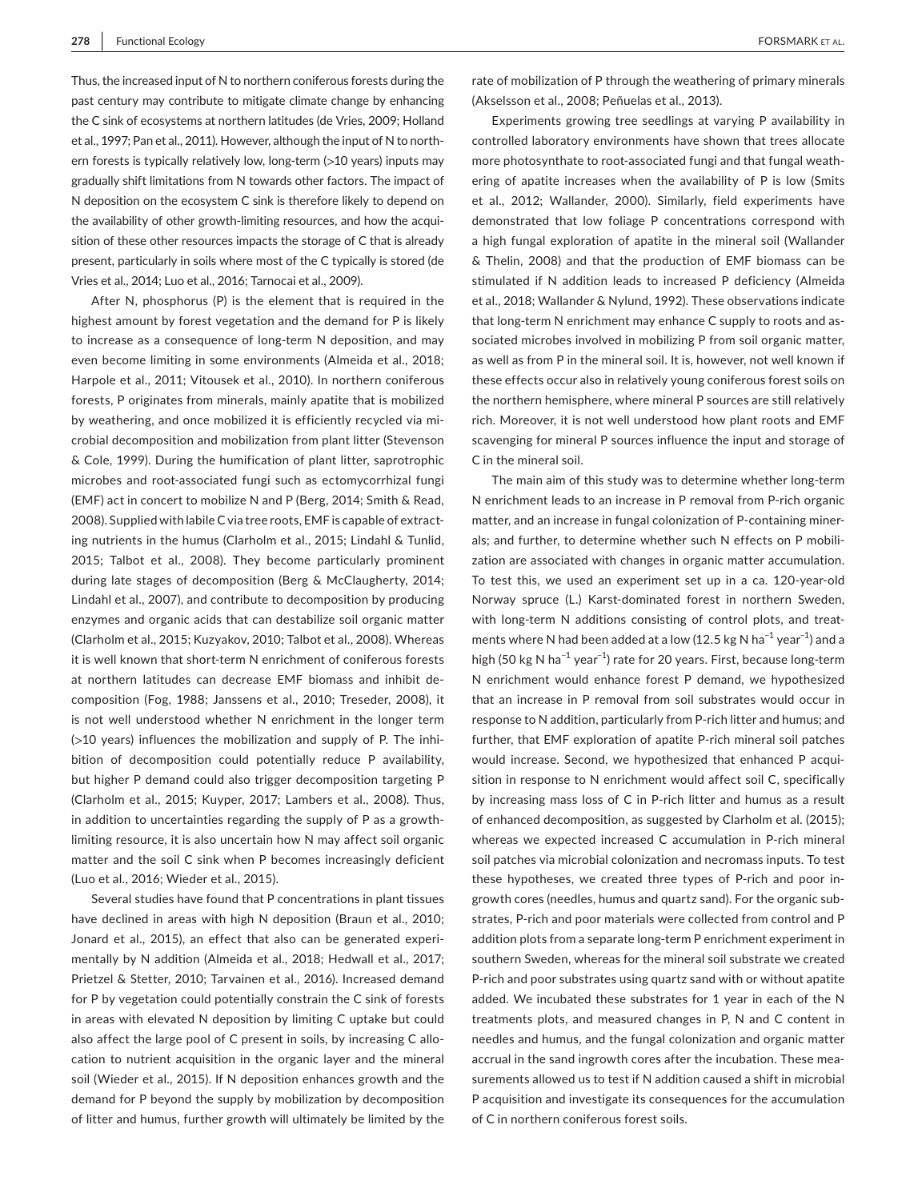Thus, the increased input of N to northern coniferous forests during the past century may contribute to mitigate climate change by enhancing the C sink of ecosystems at northern latitudes (de Vries, 2009; Holland et al., 1997; Pan et al., 2011). However, although the input of N to northern forests is typically relatively low, long-term (>10 years) inputs may gradually shift limitations from N towards other factors. The impact of N deposition on the ecosystem C sink is therefore likely to depend on the availability of other growth-limiting resources, and how the acquisition of these other resources impacts the storage of C that is already present, particularly in soils where most of the C typically is stored (de Vries et al., 2014; Luo et al., 2016; Tarnocai et al., 2009).

After N, phosphorus (P) is the element that is required in the highest amount by forest vegetation and the demand for P is likely to increase as a consequence of long-term N deposition, and may even become limiting in some environments (Almeida et al., 2018; Harpole et al., 2011; Vitousek et al., 2010). In northern coniferous forests, P originates from minerals, mainly apatite that is mobilized by weathering, and once mobilized it is efficiently recycled via microbial decomposition and mobilization from plant litter (Stevenson & Cole, 1999). During the humification of plant litter, saprotrophic microbes and root-associated fungi such as ectomycorrhizal fungi (EMF) act in concert to mobilize N and P (Berg, 2014; Smith & Read, 2008). Supplied with labile C via tree roots, EMF is capable of extracting nutrients in the humus (Clarholm et al., 2015; Lindahl & Tunlid, 2015; Talbot et al., 2008). They become particularly prominent during late stages of decomposition (Berg & McClaugherty, 2014; Lindahl et al., 2007), and contribute to decomposition by producing enzymes and organic acids that can destabilize soil organic matter (Clarholm et al., 2015; Kuzyakov, 2010; Talbot et al., 2008). Whereas it is well known that short-term N enrichment of coniferous forests at northern latitudes can decrease EMF biomass and inhibit decomposition (Fog, 1988; Janssens et al., 2010; Treseder, 2008), it is not well understood whether N enrichment in the longer term (>10 years) influences the mobilization and supply of P. The inhibition of decomposition could potentially reduce P availability, but higher P demand could also trigger decomposition targeting P (Clarholm et al., 2015; Kuyper, 2017; Lambers et al., 2008). Thus, in addition to uncertainties regarding the supply of P as a growth-limiting resource, it is also uncertain how N may affect soil organic matter and the soil C sink when P becomes increasingly deficient (Luo et al., 2016; Wieder et al., 2015).

Several studies have found that P concentrations in plant tissues have declined in areas with high N deposition (Braun et al., 2010; Jonard et al., 2015), an effect that also can be generated experimentally by N addition (Almeida et al., 2018; Hedwall et al., 2017; Prietzel & Stetter, 2010; Tarvainen et al., 2016). Increased demand for P by vegetation could potentially constrain the C sink of forests in areas with elevated N deposition by limiting C uptake but could also affect the large pool of C present in soils, by increasing C allocation to nutrient acquisition in the organic layer and the mineral soil (Wieder et al., 2015). If N deposition enhances growth and the demand for P beyond the supply by mobilization by decomposition of litter and humus, further growth will ultimately be limited by the rate of mobilization of P through the weathering of primary minerals (Akselsson et al., 2008; Peñuelas et al., 2013).

Experiments growing tree seedlings at varying P availability in controlled laboratory environments have shown that trees allocate more photosynthate to root-associated fungi and that fungal weathering of apatite increases when the availability of P is low (Smits et al., 2012; Wallander, 2000). Similarly, field experiments have demonstrated that low foliage P concentrations correspond with a high fungal exploration of apatite in the mineral soil (Wallander & Thelin, 2008) and that the production of EMF biomass can be stimulated if N addition leads to increased P deficiency (Almeida et al., 2018; Wallander & Nylund, 1992). These observations indicate that long-term N enrichment may enhance C supply to roots and associated microbes involved in mobilizing P from soil organic matter, as well as from P in the mineral soil. It is, however, not well known if these effects occur also in relatively young coniferous forest soils on the northern hemisphere, where mineral P sources are still relatively rich. Moreover, it is not well understood how plant roots and EMF scavenging for mineral P sources influence the input and storage of C in the mineral soil.

The main aim of this study was to determine whether long-term N enrichment leads to an increase in P removal from P-rich organic matter, and an increase in fungal colonization of P-containing minerals; and further, to determine whether such N effects on P mobilization are associated with changes in organic matter accumulation. To test this, we used an experiment set up in a ca. 120-year-old Norway spruce (L.) Karst-dominated forest in northern Sweden, with long-term N additions consisting of control plots, and treatments where N had been added at a low (12.5 kg N $ha^{-1}$ $year^{-1}$) and a high (50 kg N $ha^{-1}$ $year^{-1}$) rate for 20 years. First, because long-term N enrichment would enhance forest P demand, we hypothesized that an increase in P removal from soil substrates would occur in response to N addition, particularly from P-rich litter and humus; and further, that EMF exploration of apatite P-rich mineral soil patches would increase. Second, we hypothesized that enhanced P acquisition in response to N enrichment would affect soil C, specifically by increasing mass loss of C in P-rich litter and humus as a result of enhanced decomposition, as suggested by Clarholm et al. (2015); whereas we expected increased C accumulation in P-rich mineral soil patches via microbial colonization and necromass inputs. To test these hypotheses, we created three types of P-rich and poor ingrowth cores (needles, humus and quartz sand). For the organic substrates, P-rich and poor materials were collected from control and P addition plots from a separate long-term P enrichment experiment in southern Sweden, whereas for the mineral soil substrate we created P-rich and poor substrates using quartz sand with or without apatite added. We incubated these substrates for 1 year in each of the N treatments plots, and measured changes in P, N and C content in needles and humus, and the fungal colonization and organic matter accrual in the sand ingrowth cores after the incubation. These measurements allowed us to test if N addition caused a shift in microbial P acquisition and investigate its consequences for the accumulation of C in northern coniferous forest soils.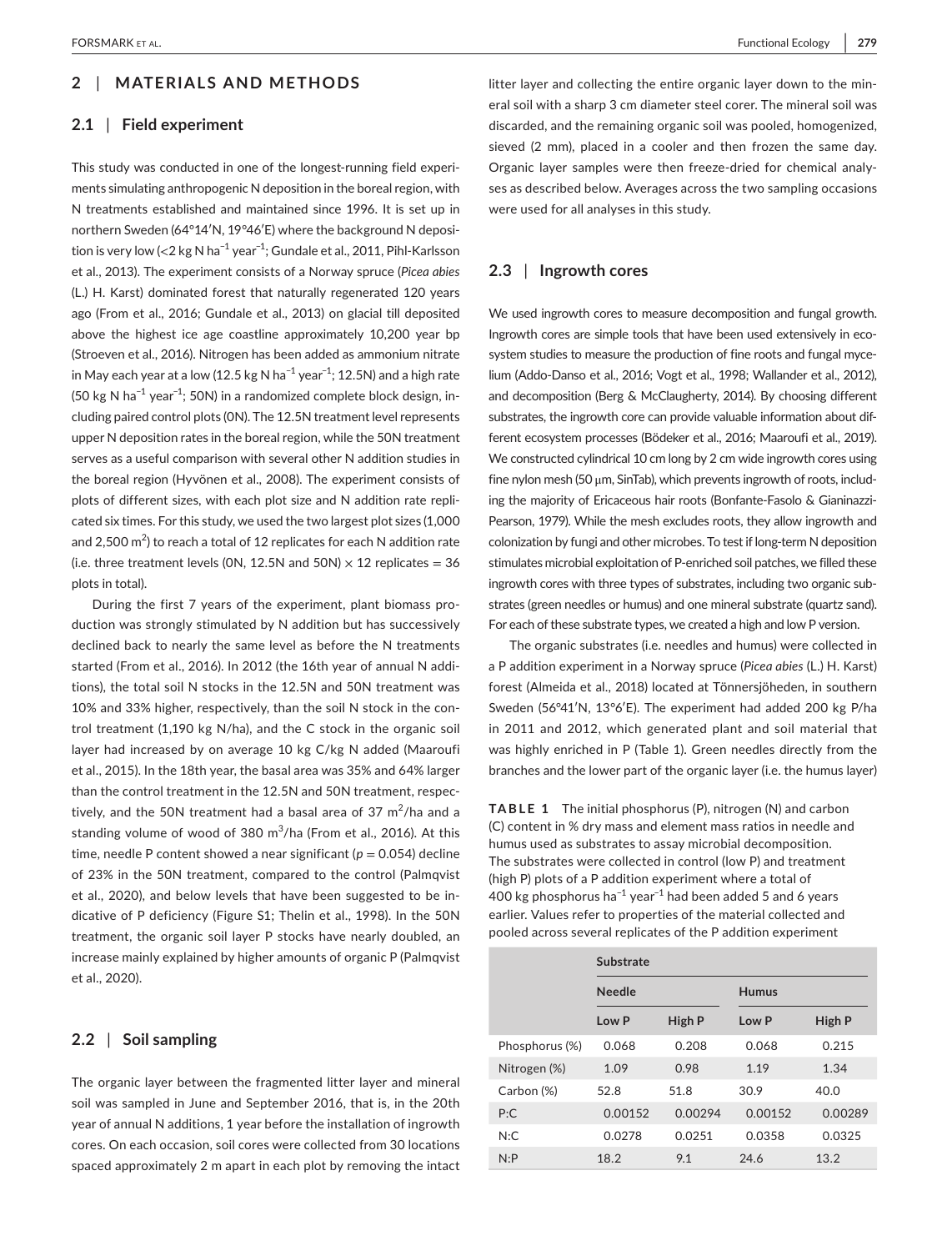## 2 | MATERIALS AND METHODS

### 2.1 | Field experiment

This study was conducted in one of the longest-running field experiments simulating anthropogenic N deposition in the boreal region, with N treatments established and maintained since 1996. It is set up in northern Sweden (64°14′N, 19°46′E) where the background N deposition is very low (<2 kg N $ha^{-1}$ $year^{-1}$; Gundale et al., 2011, Pihl-Karlsson et al., 2013). The experiment consists of a Norway spruce (*Picea abies* (L.) H. Karst) dominated forest that naturally regenerated 120 years ago (From et al., 2016; Gundale et al., 2013) on glacial till deposited above the highest ice age coastline approximately 10,200 year bp (Stroeven et al., 2016). Nitrogen has been added as ammonium nitrate in May each year at a low (12.5 kg N $ha^{-1}$ $year^{-1}$; 12.5N) and a high rate (50 kg N $ha^{-1}$ $year^{-1}$; 50N) in a randomized complete block design, including paired control plots (0N). The 12.5N treatment level represents upper N deposition rates in the boreal region, while the 50N treatment serves as a useful comparison with several other N addition studies in the boreal region (Hyvönen et al., 2008). The experiment consists of plots of different sizes, with each plot size and N addition rate replicated six times. For this study, we used the two largest plot sizes (1,000 and 2,500 $m^2$) to reach a total of 12 replicates for each N addition rate (i.e. three treatment levels (0N, 12.5N and 50N) × 12 replicates = 36 plots in total).

During the first 7 years of the experiment, plant biomass production was strongly stimulated by N addition but has successively declined back to nearly the same level as before the N treatments started (From et al., 2016). In 2012 (the 16th year of annual N additions), the total soil N stocks in the 12.5N and 50N treatment was 10% and 33% higher, respectively, than the soil N stock in the control treatment (1,190 kg N/ha), and the C stock in the organic soil layer had increased by on average 10 kg C/kg N added (Maaroufi et al., 2015). In the 18th year, the basal area was 35% and 64% larger than the control treatment in the 12.5N and 50N treatment, respectively, and the 50N treatment had a basal area of 37 $m^2$/ha and a standing volume of wood of 380 $m^3$/ha (From et al., 2016). At this time, needle P content showed a near significant ($p = 0.054$) decline of 23% in the 50N treatment, compared to the control (Palmqvist et al., 2020), and below levels that have been suggested to be indicative of P deficiency (Figure S1; Thelin et al., 1998). In the 50N treatment, the organic soil layer P stocks have nearly doubled, an increase mainly explained by higher amounts of organic P (Palmqvist et al., 2020).

### 2.2 | Soil sampling

The organic layer between the fragmented litter layer and mineral soil was sampled in June and September 2016, that is, in the 20th year of annual N additions, 1 year before the installation of ingrowth cores. On each occasion, soil cores were collected from 30 locations spaced approximately 2 m apart in each plot by removing the intact litter layer and collecting the entire organic layer down to the mineral soil with a sharp 3 cm diameter steel corer. The mineral soil was discarded, and the remaining organic soil was pooled, homogenized, sieved (2 mm), placed in a cooler and then frozen the same day. Organic layer samples were then freeze-dried for chemical analyses as described below. Averages across the two sampling occasions were used for all analyses in this study.

### 2.3 | Ingrowth cores

We used ingrowth cores to measure decomposition and fungal growth. Ingrowth cores are simple tools that have been used extensively in ecosystem studies to measure the production of fine roots and fungal mycelium (Addo-Danso et al., 2016; Vogt et al., 1998; Wallander et al., 2012), and decomposition (Berg & McClaugherty, 2014). By choosing different substrates, the ingrowth core can provide valuable information about different ecosystem processes (Bödeker et al., 2016; Maaroufi et al., 2019). We constructed cylindrical 10 cm long by 2 cm wide ingrowth cores using fine nylon mesh (50 μm, SinTab), which prevents ingrowth of roots, including the majority of Ericaceous hair roots (Bonfante-Fasolo & Gianinazzi-Pearson, 1979). While the mesh excludes roots, they allow ingrowth and colonization by fungi and other microbes. To test if long-term N deposition stimulates microbial exploitation of P-enriched soil patches, we filled these ingrowth cores with three types of substrates, including two organic substrates (green needles or humus) and one mineral substrate (quartz sand). For each of these substrate types, we created a high and low P version.

The organic substrates (i.e. needles and humus) were collected in a P addition experiment in a Norway spruce (*Picea abies* (L.) H. Karst) forest (Almeida et al., 2018) located at Tönnersjöheden, in southern Sweden (56°41′N, 13°6′E). The experiment had added 200 kg P/ha in 2011 and 2012, which generated plant and soil material that was highly enriched in P (Table 1). Green needles directly from the branches and the lower part of the organic layer (i.e. the humus layer)

**TABLE 1** The initial phosphorus (P), nitrogen (N) and carbon (C) content in % dry mass and element mass ratios in needle and humus used as substrates to assay microbial decomposition. The substrates were collected in control (low P) and treatment (high P) plots of a P addition experiment where a total of 400 kg phosphorus $ha^{-1}$ $year^{-1}$ had been added 5 and 6 years earlier. Values refer to properties of the material collected and pooled across several replicates of the P addition experiment

| | Substrate | | | |
|---|---|---|---|---|
| | Needle | | Humus | |
| | Low P | High P | Low P | High P |
| Phosphorus (%) | 0.068 | 0.208 | 0.068 | 0.215 |
| Nitrogen (%) | 1.09 | 0.98 | 1.19 | 1.34 |
| Carbon (%) | 52.8 | 51.8 | 30.9 | 40.0 |
| P:C | 0.00152 | 0.00294 | 0.00152 | 0.00289 |
| N:C | 0.0278 | 0.0251 | 0.0358 | 0.0325 |
| N:P | 18.2 | 9.1 | 24.6 | 13.2 |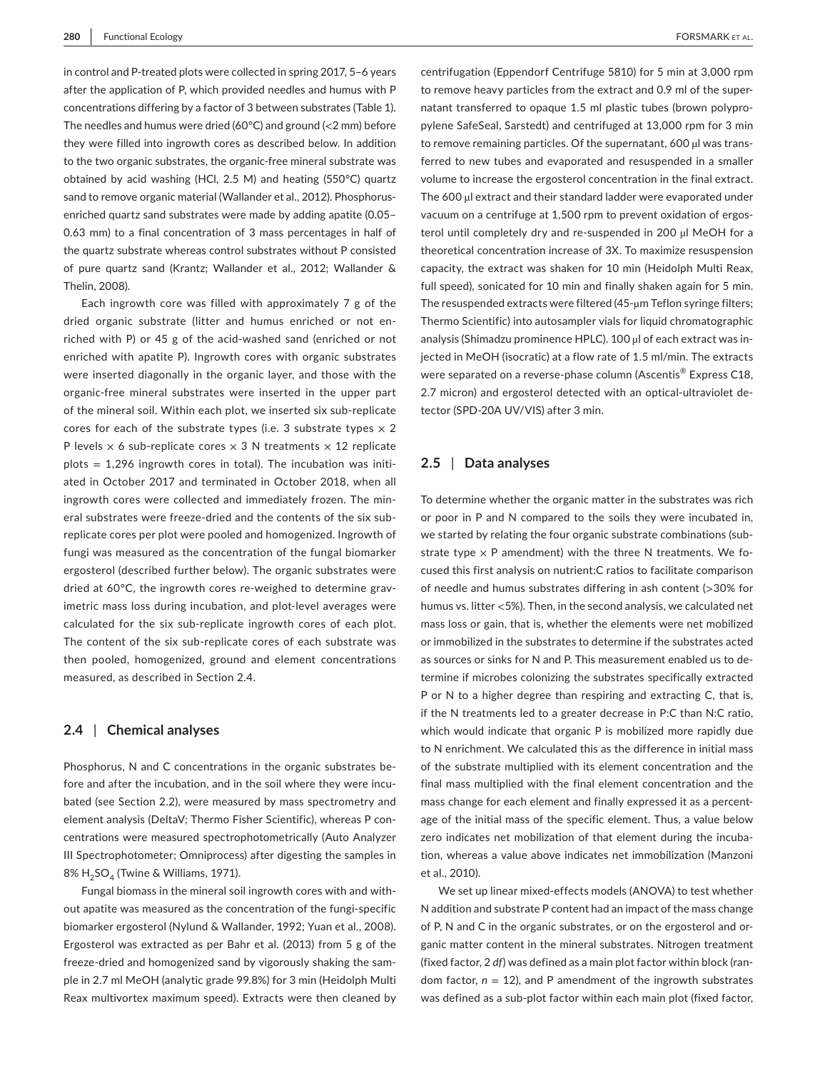in control and P-treated plots were collected in spring 2017, 5–6 years after the application of P, which provided needles and humus with P concentrations differing by a factor of 3 between substrates (Table 1). The needles and humus were dried (60°C) and ground (<2 mm) before they were filled into ingrowth cores as described below. In addition to the two organic substrates, the organic-free mineral substrate was obtained by acid washing (HCl, 2.5 M) and heating (550°C) quartz sand to remove organic material (Wallander et al., 2012). Phosphorus-enriched quartz sand substrates were made by adding apatite (0.05–0.63 mm) to a final concentration of 3 mass percentages in half of the quartz substrate whereas control substrates without P consisted of pure quartz sand (Krantz; Wallander et al., 2012; Wallander & Thelin, 2008).

Each ingrowth core was filled with approximately 7 g of the dried organic substrate (litter and humus enriched or not enriched with P) or 45 g of the acid-washed sand (enriched or not enriched with apatite P). Ingrowth cores with organic substrates were inserted diagonally in the organic layer, and those with the organic-free mineral substrates were inserted in the upper part of the mineral soil. Within each plot, we inserted six sub-replicate cores for each of the substrate types (i.e. 3 substrate types $\times$ 2 P levels $\times$ 6 sub-replicate cores $\times$ 3 N treatments $\times$ 12 replicate plots $=$ 1,296 ingrowth cores in total). The incubation was initiated in October 2017 and terminated in October 2018, when all ingrowth cores were collected and immediately frozen. The mineral substrates were freeze-dried and the contents of the six sub-replicate cores per plot were pooled and homogenized. Ingrowth of fungi was measured as the concentration of the fungal biomarker ergosterol (described further below). The organic substrates were dried at 60°C, the ingrowth cores re-weighed to determine gravimetric mass loss during incubation, and plot-level averages were calculated for the six sub-replicate ingrowth cores of each plot. The content of the six sub-replicate cores of each substrate was then pooled, homogenized, ground and element concentrations measured, as described in Section 2.4.

## 2.4 | Chemical analyses

Phosphorus, N and C concentrations in the organic substrates before and after the incubation, and in the soil where they were incubated (see Section 2.2), were measured by mass spectrometry and element analysis (DeltaV; Thermo Fisher Scientific), whereas P concentrations were measured spectrophotometrically (Auto Analyzer III Spectrophotometer; Omniprocess) after digesting the samples in 8% $H_2SO_4$ (Twine & Williams, 1971).

Fungal biomass in the mineral soil ingrowth cores with and without apatite was measured as the concentration of the fungi-specific biomarker ergosterol (Nylund & Wallander, 1992; Yuan et al., 2008). Ergosterol was extracted as per Bahr et al. (2013) from 5 g of the freeze-dried and homogenized sand by vigorously shaking the sample in 2.7 ml MeOH (analytic grade 99.8%) for 3 min (Heidolph Multi Reax multivortex maximum speed). Extracts were then cleaned by centrifugation (Eppendorf Centrifuge 5810) for 5 min at 3,000 rpm to remove heavy particles from the extract and 0.9 ml of the supernatant transferred to opaque 1.5 ml plastic tubes (brown polypropylene SafeSeal, Sarstedt) and centrifuged at 13,000 rpm for 3 min to remove remaining particles. Of the supernatant, 600 µl was transferred to new tubes and evaporated and resuspended in a smaller volume to increase the ergosterol concentration in the final extract. The 600 µl extract and their standard ladder were evaporated under vacuum on a centrifuge at 1,500 rpm to prevent oxidation of ergosterol until completely dry and re-suspended in 200 µl MeOH for a theoretical concentration increase of 3X. To maximize resuspension capacity, the extract was shaken for 10 min (Heidolph Multi Reax, full speed), sonicated for 10 min and finally shaken again for 5 min. The resuspended extracts were filtered (45-µm Teflon syringe filters; Thermo Scientific) into autosampler vials for liquid chromatographic analysis (Shimadzu prominence HPLC). 100 µl of each extract was injected in MeOH (isocratic) at a flow rate of 1.5 ml/min. The extracts were separated on a reverse-phase column (Ascentis® Express C18, 2.7 micron) and ergosterol detected with an optical-ultraviolet detector (SPD-20A UV/VIS) after 3 min.

## 2.5 | Data analyses

To determine whether the organic matter in the substrates was rich or poor in P and N compared to the soils they were incubated in, we started by relating the four organic substrate combinations (substrate type $\times$ P amendment) with the three N treatments. We focused this first analysis on nutrient:C ratios to facilitate comparison of needle and humus substrates differing in ash content (>30% for humus vs. litter <5%). Then, in the second analysis, we calculated net mass loss or gain, that is, whether the elements were net mobilized or immobilized in the substrates to determine if the substrates acted as sources or sinks for N and P. This measurement enabled us to determine if microbes colonizing the substrates specifically extracted P or N to a higher degree than respiring and extracting C, that is, if the N treatments led to a greater decrease in P:C than N:C ratio, which would indicate that organic P is mobilized more rapidly due to N enrichment. We calculated this as the difference in initial mass of the substrate multiplied with its element concentration and the final mass multiplied with the final element concentration and the mass change for each element and finally expressed it as a percentage of the initial mass of the specific element. Thus, a value below zero indicates net mobilization of that element during the incubation, whereas a value above indicates net immobilization (Manzoni et al., 2010).

We set up linear mixed-effects models (ANOVA) to test whether N addition and substrate P content had an impact of the mass change of P, N and C in the organic substrates, or on the ergosterol and organic matter content in the mineral substrates. Nitrogen treatment (fixed factor, 2 *df*) was defined as a main plot factor within block (random factor, $n = 12$), and P amendment of the ingrowth substrates was defined as a sub-plot factor within each main plot (fixed factor,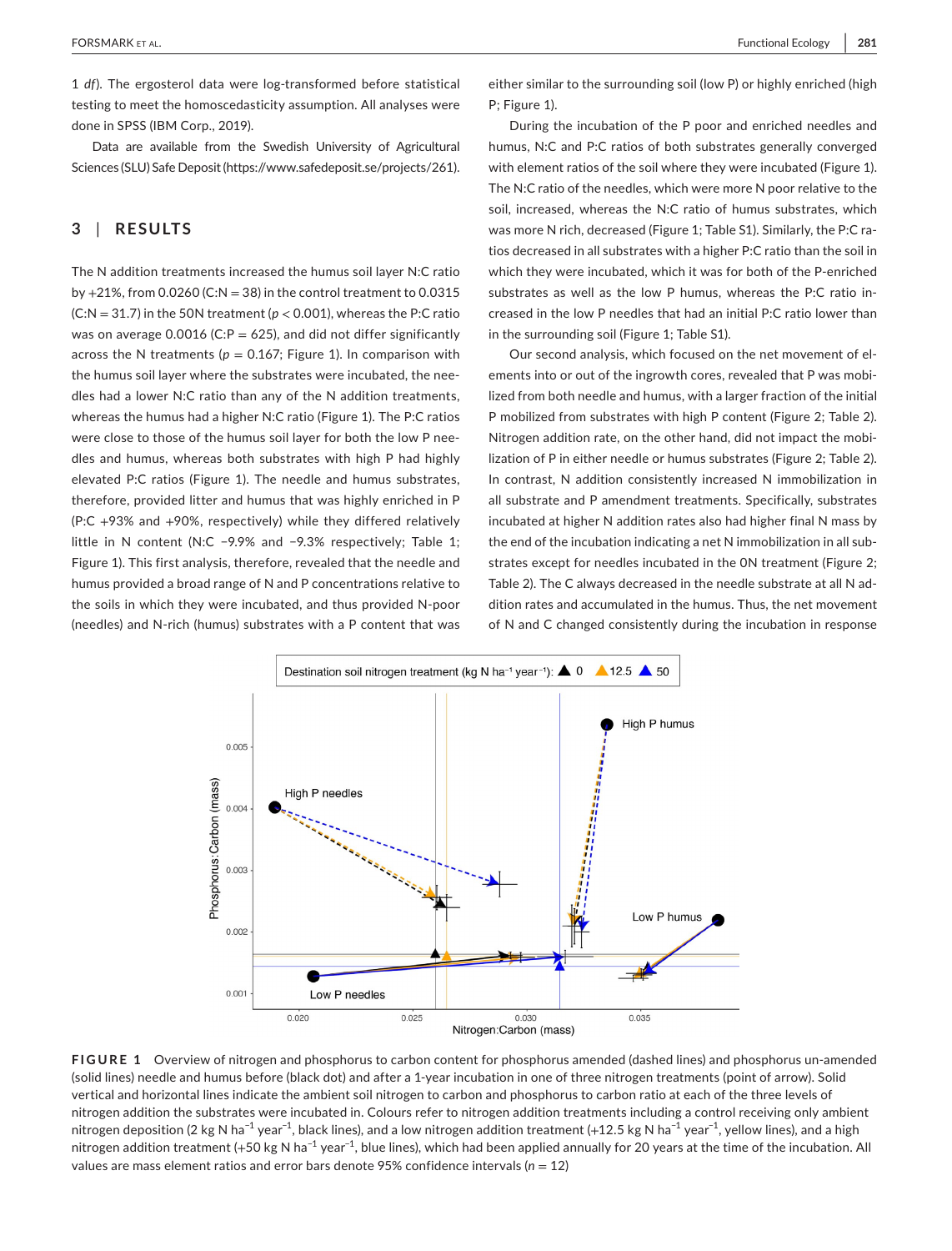1 *df*). The ergosterol data were log-transformed before statistical testing to meet the homoscedasticity assumption. All analyses were done in SPSS (IBM Corp., 2019).

Data are available from the Swedish University of Agricultural Sciences (SLU) Safe Deposit (https://www.safedeposit.se/projects/261).

## 3 | RESULTS

The N addition treatments increased the humus soil layer N:C ratio by +21%, from 0.0260 (C:N = 38) in the control treatment to 0.0315 (C:N = 31.7) in the 50N treatment ($p < 0.001$), whereas the P:C ratio was on average 0.0016 (C:P = 625), and did not differ significantly across the N treatments ($p = 0.167$; Figure 1). In comparison with the humus soil layer where the substrates were incubated, the needles had a lower N:C ratio than any of the N addition treatments, whereas the humus had a higher N:C ratio (Figure 1). The P:C ratios were close to those of the humus soil layer for both the low P needles and humus, whereas both substrates with high P had highly elevated P:C ratios (Figure 1). The needle and humus substrates, therefore, provided litter and humus that was highly enriched in P (P:C +93% and +90%, respectively) while they differed relatively little in N content (N:C −9.9% and −9.3% respectively; Table 1; Figure 1). This first analysis, therefore, revealed that the needle and humus provided a broad range of N and P concentrations relative to the soils in which they were incubated, and thus provided N-poor (needles) and N-rich (humus) substrates with a P content that was either similar to the surrounding soil (low P) or highly enriched (high P; Figure 1).

During the incubation of the P poor and enriched needles and humus, N:C and P:C ratios of both substrates generally converged with element ratios of the soil where they were incubated (Figure 1). The N:C ratio of the needles, which were more N poor relative to the soil, increased, whereas the N:C ratio of humus substrates, which was more N rich, decreased (Figure 1; Table S1). Similarly, the P:C ratios decreased in all substrates with a higher P:C ratio than the soil in which they were incubated, which it was for both of the P-enriched substrates as well as the low P humus, whereas the P:C ratio increased in the low P needles that had an initial P:C ratio lower than in the surrounding soil (Figure 1; Table S1).

Our second analysis, which focused on the net movement of elements into or out of the ingrowth cores, revealed that P was mobilized from both needle and humus, with a larger fraction of the initial P mobilized from substrates with high P content (Figure 2; Table 2). Nitrogen addition rate, on the other hand, did not impact the mobilization of P in either needle or humus substrates (Figure 2; Table 2). In contrast, N addition consistently increased N immobilization in all substrate and P amendment treatments. Specifically, substrates incubated at higher N addition rates also had higher final N mass by the end of the incubation indicating a net N immobilization in all substrates except for needles incubated in the 0N treatment (Figure 2; Table 2). The C always decreased in the needle substrate at all N addition rates and accumulated in the humus. Thus, the net movement of N and C changed consistently during the incubation in response

**FIGURE 1** Overview of nitrogen and phosphorus to carbon content for phosphorus amended (dashed lines) and phosphorus un-amended (solid lines) needle and humus before (black dot) and after a 1-year incubation in one of three nitrogen treatments (point of arrow). Solid vertical and horizontal lines indicate the ambient soil nitrogen to carbon and phosphorus to carbon ratio at each of the three levels of nitrogen addition the substrates were incubated in. Colours refer to nitrogen addition treatments including a control receiving only ambient nitrogen deposition (2 kg N ha$^{-1}$ year$^{-1}$, black lines), and a low nitrogen addition treatment (+12.5 kg N ha$^{-1}$ year$^{-1}$, yellow lines), and a high nitrogen addition treatment (+50 kg N ha$^{-1}$ year$^{-1}$, blue lines), which had been applied annually for 20 years at the time of the incubation. All values are mass element ratios and error bars denote 95% confidence intervals ($n = 12$)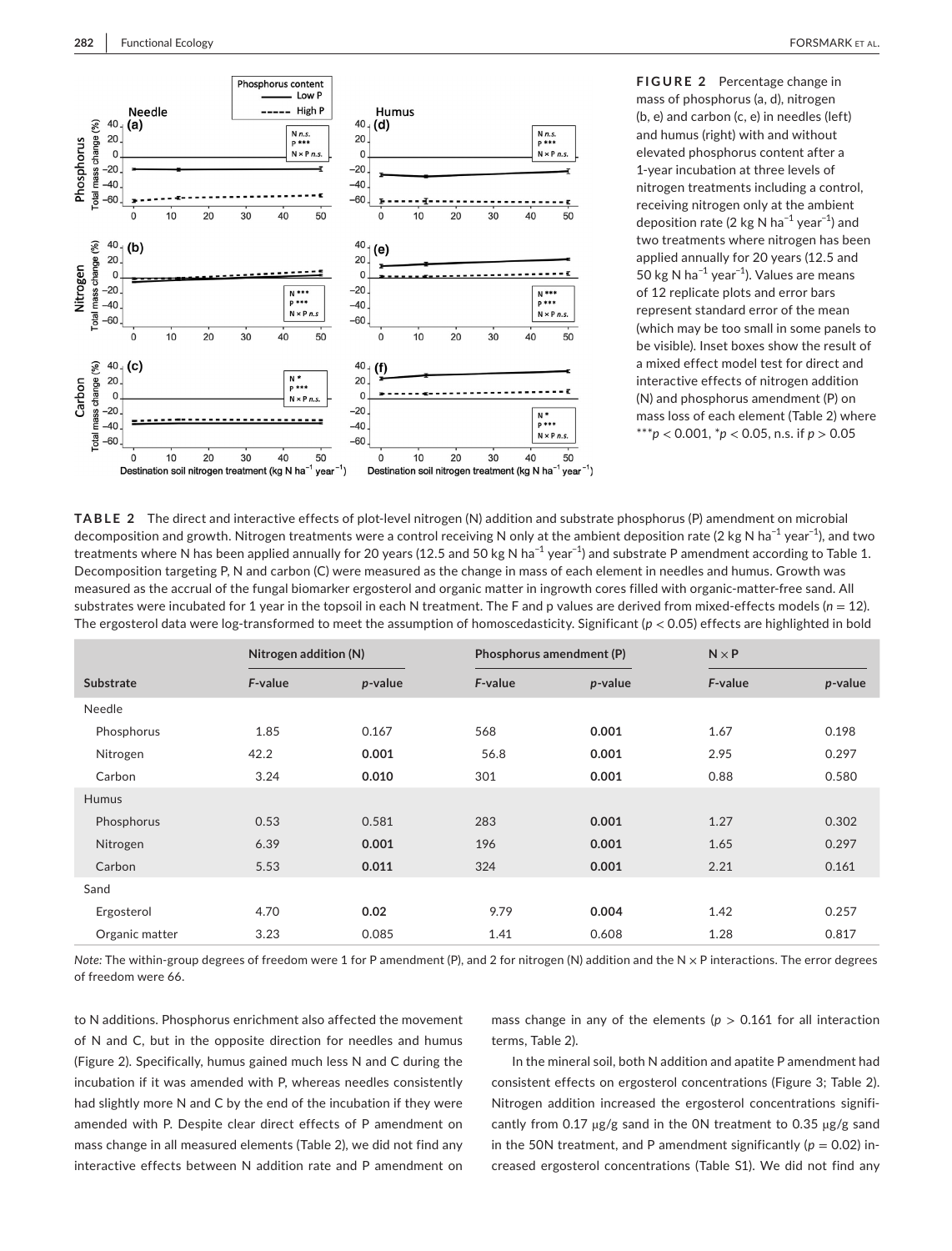**FIGURE 2** Percentage change in mass of phosphorus (a, d), nitrogen (b, e) and carbon (c, e) in needles (left) and humus (right) with and without elevated phosphorus content after a 1-year incubation at three levels of nitrogen treatments including a control, receiving nitrogen only at the ambient deposition rate (2 kg N ha$^{-1}$ year$^{-1}$) and two treatments where nitrogen has been applied annually for 20 years (12.5 and 50 kg N ha$^{-1}$ year$^{-1}$). Values are means of 12 replicate plots and error bars represent standard error of the mean (which may be too small in some panels to be visible). Inset boxes show the result of a mixed effect model test for direct and interactive effects of nitrogen addition (N) and phosphorus amendment (P) on mass loss of each element (Table 2) where ***$p < 0.001$, *$p < 0.05$, n.s. if $p > 0.05$

**TABLE 2** The direct and interactive effects of plot-level nitrogen (N) addition and substrate phosphorus (P) amendment on microbial decomposition and growth. Nitrogen treatments were a control receiving N only at the ambient deposition rate (2 kg N ha$^{-1}$ year$^{-1}$), and two treatments where N has been applied annually for 20 years (12.5 and 50 kg N ha$^{-1}$ year$^{-1}$) and substrate P amendment according to Table 1. Decomposition targeting P, N and carbon (C) were measured as the change in mass of each element in needles and humus. Growth was measured as the accrual of the fungal biomarker ergosterol and organic matter in ingrowth cores filled with organic-matter-free sand. All substrates were incubated for 1 year in the topsoil in each N treatment. The F and p values are derived from mixed-effects models ($n = 12$). The ergosterol data were log-transformed to meet the assumption of homoscedasticity. Significant ($p < 0.05$) effects are highlighted in bold

| | Nitrogen addition (N) | | Phosphorus amendment (P) | | N × P | |
|---|---|---|---|---|---|---|
| Substrate | *F*-value | *p*-value | *F*-value | *p*-value | *F*-value | *p*-value |
| Needle | | | | | | |
| Phosphorus | 1.85 | 0.167 | 568 | **0.001** | 1.67 | 0.198 |
| Nitrogen | 42.2 | **0.001** | 56.8 | **0.001** | 2.95 | 0.297 |
| Carbon | 3.24 | **0.010** | 301 | **0.001** | 0.88 | 0.580 |
| Humus | | | | | | |
| Phosphorus | 0.53 | 0.581 | 283 | **0.001** | 1.27 | 0.302 |
| Nitrogen | 6.39 | **0.001** | 196 | **0.001** | 1.65 | 0.297 |
| Carbon | 5.53 | **0.011** | 324 | **0.001** | 2.21 | 0.161 |
| Sand | | | | | | |
| Ergosterol | 4.70 | **0.02** | 9.79 | **0.004** | 1.42 | 0.257 |
| Organic matter | 3.23 | 0.085 | 1.41 | 0.608 | 1.28 | 0.817 |

*Note:* The within-group degrees of freedom were 1 for P amendment (P), and 2 for nitrogen (N) addition and the N × P interactions. The error degrees of freedom were 66.

to N additions. Phosphorus enrichment also affected the movement of N and C, but in the opposite direction for needles and humus (Figure 2). Specifically, humus gained much less N and C during the incubation if it was amended with P, whereas needles consistently had slightly more N and C by the end of the incubation if they were amended with P. Despite clear direct effects of P amendment on mass change in all measured elements (Table 2), we did not find any interactive effects between N addition rate and P amendment on mass change in any of the elements ($p > 0.161$ for all interaction terms, Table 2).

In the mineral soil, both N addition and apatite P amendment had consistent effects on ergosterol concentrations (Figure 3; Table 2). Nitrogen addition increased the ergosterol concentrations significantly from 0.17 μg/g sand in the 0N treatment to 0.35 μg/g sand in the 50N treatment, and P amendment significantly ($p = 0.02$) increased ergosterol concentrations (Table S1). We did not find any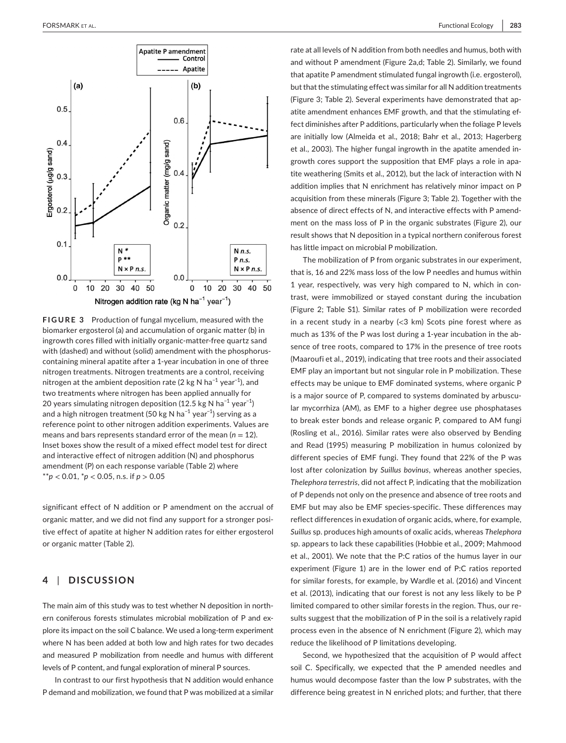**FIGURE 3** Production of fungal mycelium, measured with the biomarker ergosterol (a) and accumulation of organic matter (b) in ingrowth cores filled with initially organic-matter-free quartz sand with (dashed) and without (solid) amendment with the phosphorus-containing mineral apatite after a 1-year incubation in one of three nitrogen treatments. Nitrogen treatments are a control, receiving nitrogen at the ambient deposition rate (2 kg N ha$^{-1}$ year$^{-1}$), and two treatments where nitrogen has been applied annually for 20 years simulating nitrogen deposition (12.5 kg N ha$^{-1}$ year$^{-1}$) and a high nitrogen treatment (50 kg N ha$^{-1}$ year$^{-1}$) serving as a reference point to other nitrogen addition experiments. Values are means and bars represents standard error of the mean ($n = 12$). Inset boxes show the result of a mixed effect model test for direct and interactive effect of nitrogen addition (N) and phosphorus amendment (P) on each response variable (Table 2) where $^{**}p < 0.01$, $^{*}p < 0.05$, n.s. if $p > 0.05$

significant effect of N addition or P amendment on the accrual of organic matter, and we did not find any support for a stronger positive effect of apatite at higher N addition rates for either ergosterol or organic matter (Table 2).

## 4 | DISCUSSION

The main aim of this study was to test whether N deposition in northern coniferous forests stimulates microbial mobilization of P and explore its impact on the soil C balance. We used a long-term experiment where N has been added at both low and high rates for two decades and measured P mobilization from needle and humus with different levels of P content, and fungal exploration of mineral P sources.

In contrast to our first hypothesis that N addition would enhance P demand and mobilization, we found that P was mobilized at a similar rate at all levels of N addition from both needles and humus, both with and without P amendment (Figure 2a,d; Table 2). Similarly, we found that apatite P amendment stimulated fungal ingrowth (i.e. ergosterol), but that the stimulating effect was similar for all N addition treatments (Figure 3; Table 2). Several experiments have demonstrated that apatite amendment enhances EMF growth, and that the stimulating effect diminishes after P additions, particularly when the foliage P levels are initially low (Almeida et al., 2018; Bahr et al., 2013; Hagerberg et al., 2003). The higher fungal ingrowth in the apatite amended ingrowth cores support the supposition that EMF plays a role in apatite weathering (Smits et al., 2012), but the lack of interaction with N addition implies that N enrichment has relatively minor impact on P acquisition from these minerals (Figure 3; Table 2). Together with the absence of direct effects of N, and interactive effects with P amendment on the mass loss of P in the organic substrates (Figure 2), our result shows that N deposition in a typical northern coniferous forest has little impact on microbial P mobilization.

The mobilization of P from organic substrates in our experiment, that is, 16 and 22% mass loss of the low P needles and humus within 1 year, respectively, was very high compared to N, which in contrast, were immobilized or stayed constant during the incubation (Figure 2; Table S1). Similar rates of P mobilization were recorded in a recent study in a nearby (<3 km) Scots pine forest where as much as 13% of the P was lost during a 1-year incubation in the absence of tree roots, compared to 17% in the presence of tree roots (Maaroufi et al., 2019), indicating that tree roots and their associated EMF play an important but not singular role in P mobilization. These effects may be unique to EMF dominated systems, where organic P is a major source of P, compared to systems dominated by arbuscular mycorrhiza (AM), as EMF to a higher degree use phosphatases to break ester bonds and release organic P, compared to AM fungi (Rosling et al., 2016). Similar rates were also observed by Bending and Read (1995) measuring P mobilization in humus colonized by different species of EMF fungi. They found that 22% of the P was lost after colonization by *Suillus bovinus*, whereas another species, *Thelephora terrestris*, did not affect P, indicating that the mobilization of P depends not only on the presence and absence of tree roots and EMF but may also be EMF species-specific. These differences may reflect differences in exudation of organic acids, where, for example, *Suillus* sp. produces high amounts of oxalic acids, whereas *Thelephora* sp. appears to lack these capabilities (Hobbie et al., 2009; Mahmood et al., 2001). We note that the P:C ratios of the humus layer in our experiment (Figure 1) are in the lower end of P:C ratios reported for similar forests, for example, by Wardle et al. (2016) and Vincent et al. (2013), indicating that our forest is not any less likely to be P limited compared to other similar forests in the region. Thus, our results suggest that the mobilization of P in the soil is a relatively rapid process even in the absence of N enrichment (Figure 2), which may reduce the likelihood of P limitations developing.

Second, we hypothesized that the acquisition of P would affect soil C. Specifically, we expected that the P amended needles and humus would decompose faster than the low P substrates, with the difference being greatest in N enriched plots; and further, that there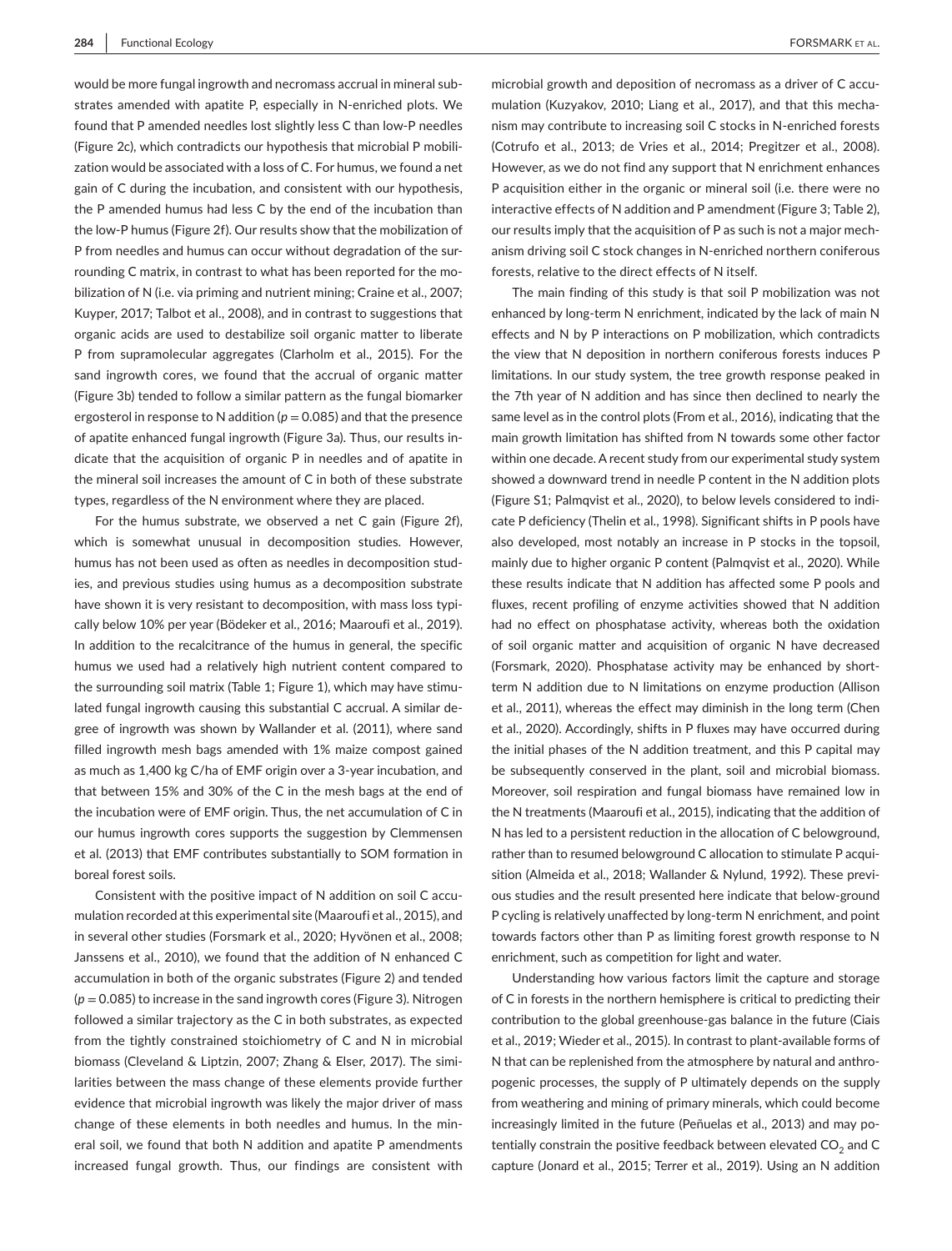would be more fungal ingrowth and necromass accrual in mineral substrates amended with apatite P, especially in N-enriched plots. We found that P amended needles lost slightly less C than low-P needles (Figure 2c), which contradicts our hypothesis that microbial P mobilization would be associated with a loss of C. For humus, we found a net gain of C during the incubation, and consistent with our hypothesis, the P amended humus had less C by the end of the incubation than the low-P humus (Figure 2f). Our results show that the mobilization of P from needles and humus can occur without degradation of the surrounding C matrix, in contrast to what has been reported for the mobilization of N (i.e. via priming and nutrient mining; Craine et al., 2007; Kuyper, 2017; Talbot et al., 2008), and in contrast to suggestions that organic acids are used to destabilize soil organic matter to liberate P from supramolecular aggregates (Clarholm et al., 2015). For the sand ingrowth cores, we found that the accrual of organic matter (Figure 3b) tended to follow a similar pattern as the fungal biomarker ergosterol in response to N addition ($p = 0.085$) and that the presence of apatite enhanced fungal ingrowth (Figure 3a). Thus, our results indicate that the acquisition of organic P in needles and of apatite in the mineral soil increases the amount of C in both of these substrate types, regardless of the N environment where they are placed.

For the humus substrate, we observed a net C gain (Figure 2f), which is somewhat unusual in decomposition studies. However, humus has not been used as often as needles in decomposition studies, and previous studies using humus as a decomposition substrate have shown it is very resistant to decomposition, with mass loss typically below 10% per year (Bödeker et al., 2016; Maaroufi et al., 2019). In addition to the recalcitrance of the humus in general, the specific humus we used had a relatively high nutrient content compared to the surrounding soil matrix (Table 1; Figure 1), which may have stimulated fungal ingrowth causing this substantial C accrual. A similar degree of ingrowth was shown by Wallander et al. (2011), where sand filled ingrowth mesh bags amended with 1% maize compost gained as much as 1,400 kg C/ha of EMF origin over a 3-year incubation, and that between 15% and 30% of the C in the mesh bags at the end of the incubation were of EMF origin. Thus, the net accumulation of C in our humus ingrowth cores supports the suggestion by Clemmensen et al. (2013) that EMF contributes substantially to SOM formation in boreal forest soils.

Consistent with the positive impact of N addition on soil C accumulation recorded at this experimental site (Maaroufi et al., 2015), and in several other studies (Forsmark et al., 2020; Hyvönen et al., 2008; Janssens et al., 2010), we found that the addition of N enhanced C accumulation in both of the organic substrates (Figure 2) and tended ($p = 0.085$) to increase in the sand ingrowth cores (Figure 3). Nitrogen followed a similar trajectory as the C in both substrates, as expected from the tightly constrained stoichiometry of C and N in microbial biomass (Cleveland & Liptzin, 2007; Zhang & Elser, 2017). The similarities between the mass change of these elements provide further evidence that microbial ingrowth was likely the major driver of mass change of these elements in both needles and humus. In the mineral soil, we found that both N addition and apatite P amendments increased fungal growth. Thus, our findings are consistent with microbial growth and deposition of necromass as a driver of C accumulation (Kuzyakov, 2010; Liang et al., 2017), and that this mechanism may contribute to increasing soil C stocks in N-enriched forests (Cotrufo et al., 2013; de Vries et al., 2014; Pregitzer et al., 2008). However, as we do not find any support that N enrichment enhances P acquisition either in the organic or mineral soil (i.e. there were no interactive effects of N addition and P amendment (Figure 3; Table 2), our results imply that the acquisition of P as such is not a major mechanism driving soil C stock changes in N-enriched northern coniferous forests, relative to the direct effects of N itself.

The main finding of this study is that soil P mobilization was not enhanced by long-term N enrichment, indicated by the lack of main N effects and N by P interactions on P mobilization, which contradicts the view that N deposition in northern coniferous forests induces P limitations. In our study system, the tree growth response peaked in the 7th year of N addition and has since then declined to nearly the same level as in the control plots (From et al., 2016), indicating that the main growth limitation has shifted from N towards some other factor within one decade. A recent study from our experimental study system showed a downward trend in needle P content in the N addition plots (Figure S1; Palmqvist et al., 2020), to below levels considered to indicate P deficiency (Thelin et al., 1998). Significant shifts in P pools have also developed, most notably an increase in P stocks in the topsoil, mainly due to higher organic P content (Palmqvist et al., 2020). While these results indicate that N addition has affected some P pools and fluxes, recent profiling of enzyme activities showed that N addition had no effect on phosphatase activity, whereas both the oxidation of soil organic matter and acquisition of organic N have decreased (Forsmark, 2020). Phosphatase activity may be enhanced by short-term N addition due to N limitations on enzyme production (Allison et al., 2011), whereas the effect may diminish in the long term (Chen et al., 2020). Accordingly, shifts in P fluxes may have occurred during the initial phases of the N addition treatment, and this P capital may be subsequently conserved in the plant, soil and microbial biomass. Moreover, soil respiration and fungal biomass have remained low in the N treatments (Maaroufi et al., 2015), indicating that the addition of N has led to a persistent reduction in the allocation of C belowground, rather than to resumed belowground C allocation to stimulate P acquisition (Almeida et al., 2018; Wallander & Nylund, 1992). These previous studies and the result presented here indicate that below-ground P cycling is relatively unaffected by long-term N enrichment, and point towards factors other than P as limiting forest growth response to N enrichment, such as competition for light and water.

Understanding how various factors limit the capture and storage of C in forests in the northern hemisphere is critical to predicting their contribution to the global greenhouse-gas balance in the future (Ciais et al., 2019; Wieder et al., 2015). In contrast to plant-available forms of N that can be replenished from the atmosphere by natural and anthropogenic processes, the supply of P ultimately depends on the supply from weathering and mining of primary minerals, which could become increasingly limited in the future (Peñuelas et al., 2013) and may potentially constrain the positive feedback between elevated $CO_2$ and C capture (Jonard et al., 2015; Terrer et al., 2019). Using an N addition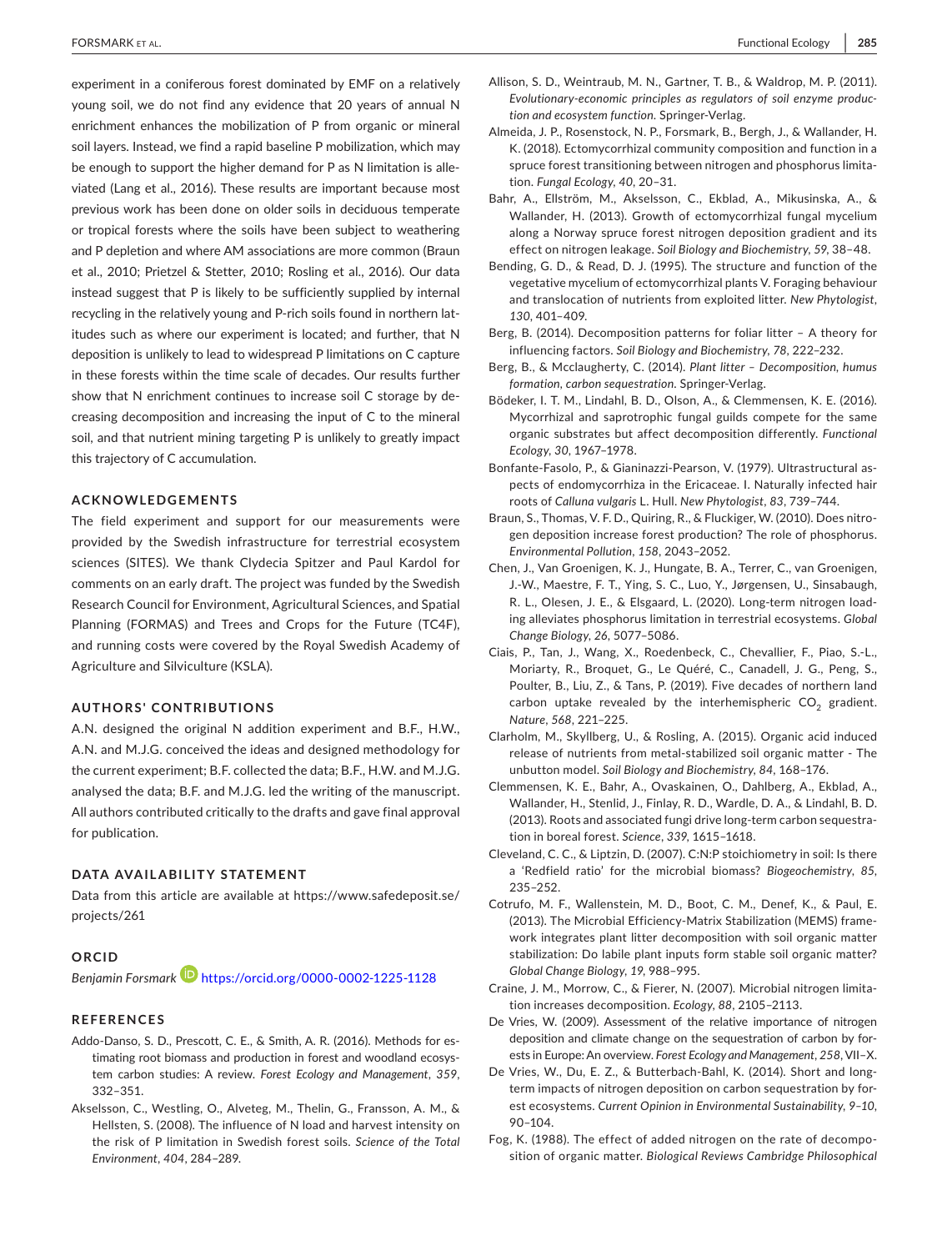experiment in a coniferous forest dominated by EMF on a relatively young soil, we do not find any evidence that 20 years of annual N enrichment enhances the mobilization of P from organic or mineral soil layers. Instead, we find a rapid baseline P mobilization, which may be enough to support the higher demand for P as N limitation is alleviated (Lang et al., 2016). These results are important because most previous work has been done on older soils in deciduous temperate or tropical forests where the soils have been subject to weathering and P depletion and where AM associations are more common (Braun et al., 2010; Prietzel & Stetter, 2010; Rosling et al., 2016). Our data instead suggest that P is likely to be sufficiently supplied by internal recycling in the relatively young and P-rich soils found in northern latitudes such as where our experiment is located; and further, that N deposition is unlikely to lead to widespread P limitations on C capture in these forests within the time scale of decades. Our results further show that N enrichment continues to increase soil C storage by decreasing decomposition and increasing the input of C to the mineral soil, and that nutrient mining targeting P is unlikely to greatly impact this trajectory of C accumulation.

## ACKNOWLEDGEMENTS

The field experiment and support for our measurements were provided by the Swedish infrastructure for terrestrial ecosystem sciences (SITES). We thank Clydecia Spitzer and Paul Kardol for comments on an early draft. The project was funded by the Swedish Research Council for Environment, Agricultural Sciences, and Spatial Planning (FORMAS) and Trees and Crops for the Future (TC4F), and running costs were covered by the Royal Swedish Academy of Agriculture and Silviculture (KSLA).

## AUTHORS' CONTRIBUTIONS

A.N. designed the original N addition experiment and B.F., H.W., A.N. and M.J.G. conceived the ideas and designed methodology for the current experiment; B.F. collected the data; B.F., H.W. and M.J.G. analysed the data; B.F. and M.J.G. led the writing of the manuscript. All authors contributed critically to the drafts and gave final approval for publication.

## DATA AVAILABILITY STATEMENT

Data from this article are available at https://www.safedeposit.se/projects/261

## ORCID

*Benjamin Forsmark* https://orcid.org/0000-0002-1225-1128

## REFERENCES

Addo-Danso, S. D., Prescott, C. E., & Smith, A. R. (2016). Methods for estimating root biomass and production in forest and woodland ecosystem carbon studies: A review. *Forest Ecology and Management*, *359*, 332–351.

Akselsson, C., Westling, O., Alveteg, M., Thelin, G., Fransson, A. M., & Hellsten, S. (2008). The influence of N load and harvest intensity on the risk of P limitation in Swedish forest soils. *Science of the Total Environment*, *404*, 284–289.

Allison, S. D., Weintraub, M. N., Gartner, T. B., & Waldrop, M. P. (2011). *Evolutionary-economic principles as regulators of soil enzyme production and ecosystem function*. Springer-Verlag.

Almeida, J. P., Rosenstock, N. P., Forsmark, B., Bergh, J., & Wallander, H. K. (2018). Ectomycorrhizal community composition and function in a spruce forest transitioning between nitrogen and phosphorus limitation. *Fungal Ecology*, *40*, 20–31.

Bahr, A., Ellström, M., Akselsson, C., Ekblad, A., Mikusinska, A., & Wallander, H. (2013). Growth of ectomycorrhizal fungal mycelium along a Norway spruce forest nitrogen deposition gradient and its effect on nitrogen leakage. *Soil Biology and Biochemistry*, *59*, 38–48.

Bending, G. D., & Read, D. J. (1995). The structure and function of the vegetative mycelium of ectomycorrhizal plants V. Foraging behaviour and translocation of nutrients from exploited litter. *New Phytologist*, *130*, 401–409.

Berg, B. (2014). Decomposition patterns for foliar litter – A theory for influencing factors. *Soil Biology and Biochemistry*, *78*, 222–232.

Berg, B., & Mcclaugherty, C. (2014). *Plant litter – Decomposition, humus formation, carbon sequestration*. Springer-Verlag.

Bödeker, I. T. M., Lindahl, B. D., Olson, A., & Clemmensen, K. E. (2016). Mycorrhizal and saprotrophic fungal guilds compete for the same organic substrates but affect decomposition differently. *Functional Ecology*, *30*, 1967–1978.

Bonfante-Fasolo, P., & Gianinazzi-Pearson, V. (1979). Ultrastructural aspects of endomycorrhiza in the Ericaceae. I. Naturally infected hair roots of *Calluna vulgaris* L. Hull. *New Phytologist*, *83*, 739–744.

Braun, S., Thomas, V. F. D., Quiring, R., & Fluckiger, W. (2010). Does nitrogen deposition increase forest production? The role of phosphorus. *Environmental Pollution*, *158*, 2043–2052.

Chen, J., Van Groenigen, K. J., Hungate, B. A., Terrer, C., van Groenigen, J.-W., Maestre, F. T., Ying, S. C., Luo, Y., Jørgensen, U., Sinsabaugh, R. L., Olesen, J. E., & Elsgaard, L. (2020). Long-term nitrogen loading alleviates phosphorus limitation in terrestrial ecosystems. *Global Change Biology*, *26*, 5077–5086.

Ciais, P., Tan, J., Wang, X., Roedenbeck, C., Chevallier, F., Piao, S.-L., Moriarty, R., Broquet, G., Le Quéré, C., Canadell, J. G., Peng, S., Poulter, B., Liu, Z., & Tans, P. (2019). Five decades of northern land carbon uptake revealed by the interhemispheric $CO_2$ gradient. *Nature*, *568*, 221–225.

Clarholm, M., Skyllberg, U., & Rosling, A. (2015). Organic acid induced release of nutrients from metal-stabilized soil organic matter - The unbutton model. *Soil Biology and Biochemistry*, *84*, 168–176.

Clemmensen, K. E., Bahr, A., Ovaskainen, O., Dahlberg, A., Ekblad, A., Wallander, H., Stenlid, J., Finlay, R. D., Wardle, D. A., & Lindahl, B. D. (2013). Roots and associated fungi drive long-term carbon sequestration in boreal forest. *Science*, *339*, 1615–1618.

Cleveland, C. C., & Liptzin, D. (2007). C:N:P stoichiometry in soil: Is there a 'Redfield ratio' for the microbial biomass? *Biogeochemistry*, *85*, 235–252.

Cotrufo, M. F., Wallenstein, M. D., Boot, C. M., Denef, K., & Paul, E. (2013). The Microbial Efficiency-Matrix Stabilization (MEMS) framework integrates plant litter decomposition with soil organic matter stabilization: Do labile plant inputs form stable soil organic matter? *Global Change Biology*, *19*, 988–995.

Craine, J. M., Morrow, C., & Fierer, N. (2007). Microbial nitrogen limitation increases decomposition. *Ecology*, *88*, 2105–2113.

De Vries, W. (2009). Assessment of the relative importance of nitrogen deposition and climate change on the sequestration of carbon by forests in Europe: An overview. *Forest Ecology and Management*, *258*, VII–X.

De Vries, W., Du, E. Z., & Butterbach-Bahl, K. (2014). Short and long-term impacts of nitrogen deposition on carbon sequestration by forest ecosystems. *Current Opinion in Environmental Sustainability*, *9–10*, 90–104.

Fog, K. (1988). The effect of added nitrogen on the rate of decomposition of organic matter. *Biological Reviews Cambridge Philosophical*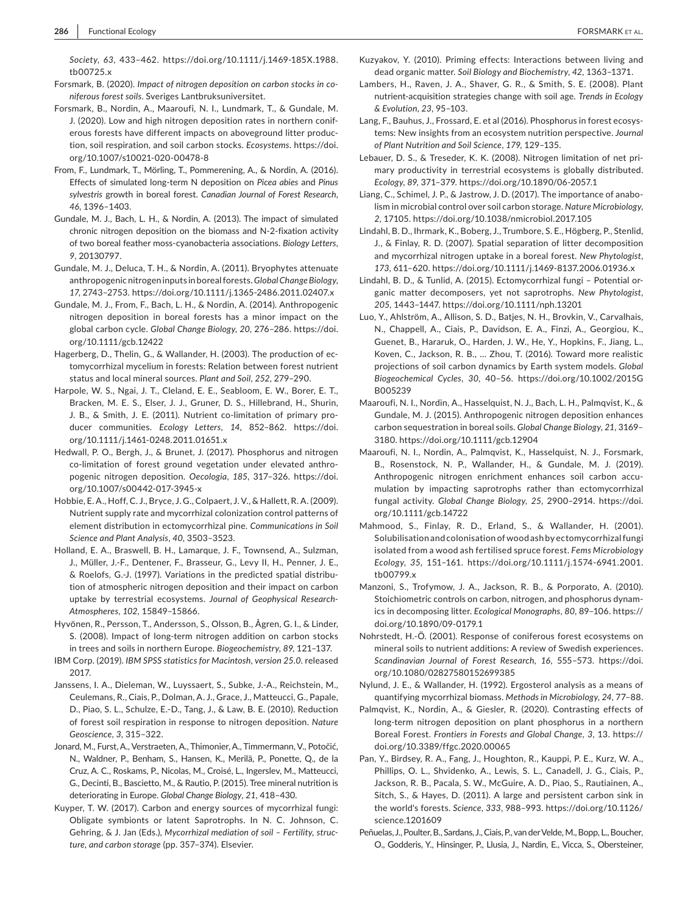*Society*, *63*, 433–462. https://doi.org/10.1111/j.1469-185X.1988.tb00725.x

Forsmark, B. (2020). *Impact of nitrogen deposition on carbon stocks in coniferous forest soils*. Sveriges Lantbruksuniversitet.

Forsmark, B., Nordin, A., Maaroufi, N. I., Lundmark, T., & Gundale, M. J. (2020). Low and high nitrogen deposition rates in northern coniferous forests have different impacts on aboveground litter production, soil respiration, and soil carbon stocks. *Ecosystems*. https://doi.org/10.1007/s10021-020-00478-8

From, F., Lundmark, T., Mörling, T., Pommerening, A., & Nordin, A. (2016). Effects of simulated long-term N deposition on *Picea abies* and *Pinus sylvestris* growth in boreal forest. *Canadian Journal of Forest Research*, *46*, 1396–1403.

Gundale, M. J., Bach, L. H., & Nordin, A. (2013). The impact of simulated chronic nitrogen deposition on the biomass and N-2-fixation activity of two boreal feather moss-cyanobacteria associations. *Biology Letters*, *9*, 20130797.

Gundale, M. J., Deluca, T. H., & Nordin, A. (2011). Bryophytes attenuate anthropogenic nitrogen inputs in boreal forests. *Global Change Biology*, *17*, 2743–2753. https://doi.org/10.1111/j.1365-2486.2011.02407.x

Gundale, M. J., From, F., Bach, L. H., & Nordin, A. (2014). Anthropogenic nitrogen deposition in boreal forests has a minor impact on the global carbon cycle. *Global Change Biology*, *20*, 276–286. https://doi.org/10.1111/gcb.12422

Hagerberg, D., Thelin, G., & Wallander, H. (2003). The production of ectomycorrhizal mycelium in forests: Relation between forest nutrient status and local mineral sources. *Plant and Soil*, *252*, 279–290.

Harpole, W. S., Ngai, J. T., Cleland, E. E., Seabloom, E. W., Borer, E. T., Bracken, M. E. S., Elser, J. J., Gruner, D. S., Hillebrand, H., Shurin, J. B., & Smith, J. E. (2011). Nutrient co-limitation of primary producer communities. *Ecology Letters*, *14*, 852–862. https://doi.org/10.1111/j.1461-0248.2011.01651.x

Hedwall, P. O., Bergh, J., & Brunet, J. (2017). Phosphorus and nitrogen co-limitation of forest ground vegetation under elevated anthropogenic nitrogen deposition. *Oecologia*, *185*, 317–326. https://doi.org/10.1007/s00442-017-3945-x

Hobbie, E. A., Hoff, C. J., Bryce, J. G., Colpaert, J. V., & Hallett, R. A. (2009). Nutrient supply rate and mycorrhizal colonization control patterns of element distribution in ectomycorrhizal pine. *Communications in Soil Science and Plant Analysis*, *40*, 3503–3523.

Holland, E. A., Braswell, B. H., Lamarque, J. F., Townsend, A., Sulzman, J., Müller, J.-F., Dentener, F., Brasseur, G., Levy II, H., Penner, J. E., & Roelofs, G.-J. (1997). Variations in the predicted spatial distribution of atmospheric nitrogen deposition and their impact on carbon uptake by terrestrial ecosystems. *Journal of Geophysical Research-Atmospheres*, *102*, 15849–15866.

Hyvönen, R., Persson, T., Andersson, S., Olsson, B., Ågren, G. I., & Linder, S. (2008). Impact of long-term nitrogen addition on carbon stocks in trees and soils in northern Europe. *Biogeochemistry*, *89*, 121–137.

IBM Corp. (2019). *IBM SPSS statistics for Macintosh, version 25.0*. released 2017.

Janssens, I. A., Dieleman, W., Luyssaert, S., Subke, J.-A., Reichstein, M., Ceulemans, R., Ciais, P., Dolman, A. J., Grace, J., Matteucci, G., Papale, D., Piao, S. L., Schulze, E.-D., Tang, J., & Law, B. E. (2010). Reduction of forest soil respiration in response to nitrogen deposition. *Nature Geoscience*, *3*, 315–322.

Jonard, M., Furst, A., Verstraeten, A., Thimonier, A., Timmermann, V., Potočić, N., Waldner, P., Benham, S., Hansen, K., Merilä, P., Ponette, Q., de la Cruz, A. C., Roskams, P., Nicolas, M., Croisé, L., Ingerslev, M., Matteucci, G., Decinti, B., Bascietto, M., & Rautio, P. (2015). Tree mineral nutrition is deteriorating in Europe. *Global Change Biology*, *21*, 418–430.

Kuyper, T. W. (2017). Carbon and energy sources of mycorrhizal fungi: Obligate symbionts or latent Saprotrophs. In N. C. Johnson, C. Gehring, & J. Jan (Eds.), *Mycorrhizal mediation of soil – Fertility, structure, and carbon storage* (pp. 357–374). Elsevier.

Kuzyakov, Y. (2010). Priming effects: Interactions between living and dead organic matter. *Soil Biology and Biochemistry*, *42*, 1363–1371.

Lambers, H., Raven, J. A., Shaver, G. R., & Smith, S. E. (2008). Plant nutrient-acquisition strategies change with soil age. *Trends in Ecology & Evolution*, *23*, 95–103.

Lang, F., Bauhus, J., Frossard, E. et al (2016). Phosphorus in forest ecosystems: New insights from an ecosystem nutrition perspective. *Journal of Plant Nutrition and Soil Science*, *179*, 129–135.

Lebauer, D. S., & Treseder, K. K. (2008). Nitrogen limitation of net primary productivity in terrestrial ecosystems is globally distributed. *Ecology*, *89*, 371–379. https://doi.org/10.1890/06-2057.1

Liang, C., Schimel, J. P., & Jastrow, J. D. (2017). The importance of anabolism in microbial control over soil carbon storage. *Nature Microbiology*, *2*, 17105. https://doi.org/10.1038/nmicrobiol.2017.105

Lindahl, B. D., Ihrmark, K., Boberg, J., Trumbore, S. E., Högberg, P., Stenlid, J., & Finlay, R. D. (2007). Spatial separation of litter decomposition and mycorrhizal nitrogen uptake in a boreal forest. *New Phytologist*, *173*, 611–620. https://doi.org/10.1111/j.1469-8137.2006.01936.x

Lindahl, B. D., & Tunlid, A. (2015). Ectomycorrhizal fungi – Potential organic matter decomposers, yet not saprotrophs. *New Phytologist*, *205*, 1443–1447. https://doi.org/10.1111/nph.13201

Luo, Y., Ahlström, A., Allison, S. D., Batjes, N. H., Brovkin, V., Carvalhais, N., Chappell, A., Ciais, P., Davidson, E. A., Finzi, A., Georgiou, K., Guenet, B., Hararuk, O., Harden, J. W., He, Y., Hopkins, F., Jiang, L., Koven, C., Jackson, R. B., … Zhou, T. (2016). Toward more realistic projections of soil carbon dynamics by Earth system models. *Global Biogeochemical Cycles*, *30*, 40–56. https://doi.org/10.1002/2015GB005239

Maaroufi, N. I., Nordin, A., Hasselquist, N. J., Bach, L. H., Palmqvist, K., & Gundale, M. J. (2015). Anthropogenic nitrogen deposition enhances carbon sequestration in boreal soils. *Global Change Biology*, *21*, 3169–3180. https://doi.org/10.1111/gcb.12904

Maaroufi, N. I., Nordin, A., Palmqvist, K., Hasselquist, N. J., Forsmark, B., Rosenstock, N. P., Wallander, H., & Gundale, M. J. (2019). Anthropogenic nitrogen enrichment enhances soil carbon accumulation by impacting saprotrophs rather than ectomycorrhizal fungal activity. *Global Change Biology*, *25*, 2900–2914. https://doi.org/10.1111/gcb.14722

Mahmood, S., Finlay, R. D., Erland, S., & Wallander, H. (2001). Solubilisation and colonisation of wood ash by ectomycorrhizal fungi isolated from a wood ash fertilised spruce forest. *Fems Microbiology Ecology*, *35*, 151–161. https://doi.org/10.1111/j.1574-6941.2001.tb00799.x

Manzoni, S., Trofymow, J. A., Jackson, R. B., & Porporato, A. (2010). Stoichiometric controls on carbon, nitrogen, and phosphorus dynamics in decomposing litter. *Ecological Monographs*, *80*, 89–106. https://doi.org/10.1890/09-0179.1

Nohrstedt, H.-Ö. (2001). Response of coniferous forest ecosystems on mineral soils to nutrient additions: A review of Swedish experiences. *Scandinavian Journal of Forest Research*, *16*, 555–573. https://doi.org/10.1080/02827580152699385

Nylund, J. E., & Wallander, H. (1992). Ergosterol analysis as a means of quantifying mycorrhizal biomass. *Methods in Microbiology*, *24*, 77–88.

Palmqvist, K., Nordin, A., & Giesler, R. (2020). Contrasting effects of long-term nitrogen deposition on plant phosphorus in a northern Boreal Forest. *Frontiers in Forests and Global Change*, *3*, 13. https://doi.org/10.3389/ffgc.2020.00065

Pan, Y., Birdsey, R. A., Fang, J., Houghton, R., Kauppi, P. E., Kurz, W. A., Phillips, O. L., Shvidenko, A., Lewis, S. L., Canadell, J. G., Ciais, P., Jackson, R. B., Pacala, S. W., McGuire, A. D., Piao, S., Rautiainen, A., Sitch, S., & Hayes, D. (2011). A large and persistent carbon sink in the world's forests. *Science*, *333*, 988–993. https://doi.org/10.1126/science.1201609

Peñuelas, J., Poulter, B., Sardans, J., Ciais, P., van der Velde, M., Bopp, L., Boucher, O., Godderis, Y., Hinsinger, P., Llusia, J., Nardin, E., Vicca, S., Obersteiner,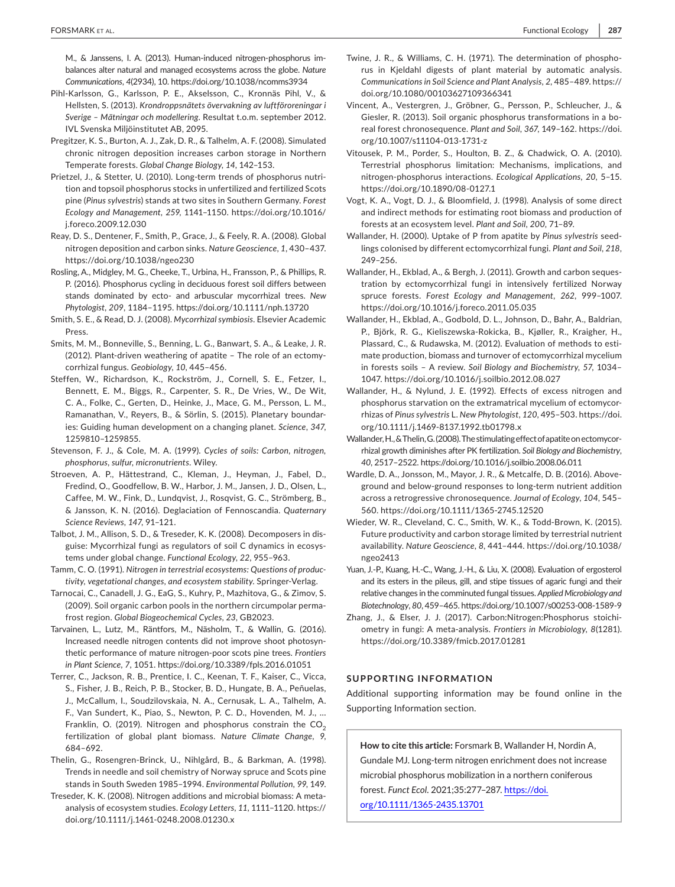M., & Janssens, I. A. (2013). Human-induced nitrogen-phosphorus imbalances alter natural and managed ecosystems across the globe. *Nature Communications*, *4*(2934), 10. https://doi.org/10.1038/ncomms3934

Pihl-Karlsson, G., Karlsson, P. E., Akselsson, C., Kronnäs Pihl, V., & Hellsten, S. (2013). *Krondroppsnätets övervakning av luftföroreningar i Sverige – Mätningar och modellering*. Resultat t.o.m. september 2012. IVL Svenska Miljöinstitutet AB, 2095.

Pregitzer, K. S., Burton, A. J., Zak, D. R., & Talhelm, A. F. (2008). Simulated chronic nitrogen deposition increases carbon storage in Northern Temperate forests. *Global Change Biology*, *14*, 142–153.

Prietzel, J., & Stetter, U. (2010). Long-term trends of phosphorus nutrition and topsoil phosphorus stocks in unfertilized and fertilized Scots pine (*Pinus sylvestris*) stands at two sites in Southern Germany. *Forest Ecology and Management*, *259*, 1141–1150. https://doi.org/10.1016/j.foreco.2009.12.030

Reay, D. S., Dentener, F., Smith, P., Grace, J., & Feely, R. A. (2008). Global nitrogen deposition and carbon sinks. *Nature Geoscience*, *1*, 430–437. https://doi.org/10.1038/ngeo230

Rosling, A., Midgley, M. G., Cheeke, T., Urbina, H., Fransson, P., & Phillips, R. P. (2016). Phosphorus cycling in deciduous forest soil differs between stands dominated by ecto- and arbuscular mycorrhizal trees. *New Phytologist*, *209*, 1184–1195. https://doi.org/10.1111/nph.13720

Smith, S. E., & Read, D. J. (2008). *Mycorrhizal symbiosis*. Elsevier Academic Press.

Smits, M. M., Bonneville, S., Benning, L. G., Banwart, S. A., & Leake, J. R. (2012). Plant-driven weathering of apatite – The role of an ectomycorrhizal fungus. *Geobiology*, *10*, 445–456.

Steffen, W., Richardson, K., Rockström, J., Cornell, S. E., Fetzer, I., Bennett, E. M., Biggs, R., Carpenter, S. R., De Vries, W., De Wit, C. A., Folke, C., Gerten, D., Heinke, J., Mace, G. M., Persson, L. M., Ramanathan, V., Reyers, B., & Sörlin, S. (2015). Planetary boundaries: Guiding human development on a changing planet. *Science*, *347*, 1259810–1259855.

Stevenson, F. J., & Cole, M. A. (1999). *Cycles of soils: Carbon, nitrogen, phosphorus, sulfur, micronutrients*. Wiley.

Stroeven, A. P., Hättestrand, C., Kleman, J., Heyman, J., Fabel, D., Fredind, O., Goodfellow, B. W., Harbor, J. M., Jansen, J. D., Olsen, L., Caffee, M. W., Fink, D., Lundqvist, J., Rosqvist, G. C., Strömberg, B., & Jansson, K. N. (2016). Deglaciation of Fennoscandia. *Quaternary Science Reviews*, *147*, 91–121.

Talbot, J. M., Allison, S. D., & Treseder, K. K. (2008). Decomposers in disguise: Mycorrhizal fungi as regulators of soil C dynamics in ecosystems under global change. *Functional Ecology*, *22*, 955–963.

Tamm, C. O. (1991). *Nitrogen in terrestrial ecosystems: Questions of productivity, vegetational changes, and ecosystem stability*. Springer-Verlag.

Tarnocai, C., Canadell, J. G., EaG, S., Kuhry, P., Mazhitova, G., & Zimov, S. (2009). Soil organic carbon pools in the northern circumpolar permafrost region. *Global Biogeochemical Cycles*, *23*, GB2023.

Tarvainen, L., Lutz, M., Räntfors, M., Näsholm, T., & Wallin, G. (2016). Increased needle nitrogen contents did not improve shoot photosynthetic performance of mature nitrogen-poor scots pine trees. *Frontiers in Plant Science*, *7*, 1051. https://doi.org/10.3389/fpls.2016.01051

Terrer, C., Jackson, R. B., Prentice, I. C., Keenan, T. F., Kaiser, C., Vicca, S., Fisher, J. B., Reich, P. B., Stocker, B. D., Hungate, B. A., Peñuelas, J., McCallum, I., Soudzilovskaia, N. A., Cernusak, L. A., Talhelm, A. F., Van Sundert, K., Piao, S., Newton, P. C. D., Hovenden, M. J., … Franklin, O. (2019). Nitrogen and phosphorus constrain the $CO_2$ fertilization of global plant biomass. *Nature Climate Change*, *9*, 684–692.

Thelin, G., Rosengren-Brinck, U., Nihlgård, B., & Barkman, A. (1998). Trends in needle and soil chemistry of Norway spruce and Scots pine stands in South Sweden 1985–1994. *Environmental Pollution*, *99*, 149.

Treseder, K. K. (2008). Nitrogen additions and microbial biomass: A meta-analysis of ecosystem studies. *Ecology Letters*, *11*, 1111–1120. https://doi.org/10.1111/j.1461-0248.2008.01230.x

Twine, J. R., & Williams, C. H. (1971). The determination of phosphorus in Kjeldahl digests of plant material by automatic analysis. *Communications in Soil Science and Plant Analysis*, *2*, 485–489. https://doi.org/10.1080/00103627109366341

Vincent, A., Vestergren, J., Gröbner, G., Persson, P., Schleucher, J., & Giesler, R. (2013). Soil organic phosphorus transformations in a boreal forest chronosequence. *Plant and Soil*, *367*, 149–162. https://doi.org/10.1007/s11104-013-1731-z

Vitousek, P. M., Porder, S., Houlton, B. Z., & Chadwick, O. A. (2010). Terrestrial phosphorus limitation: Mechanisms, implications, and nitrogen-phosphorus interactions. *Ecological Applications*, *20*, 5–15. https://doi.org/10.1890/08-0127.1

Vogt, K. A., Vogt, D. J., & Bloomfield, J. (1998). Analysis of some direct and indirect methods for estimating root biomass and production of forests at an ecosystem level. *Plant and Soil*, *200*, 71–89.

Wallander, H. (2000). Uptake of P from apatite by *Pinus sylvestris* seedlings colonised by different ectomycorrhizal fungi. *Plant and Soil*, *218*, 249–256.

Wallander, H., Ekblad, A., & Bergh, J. (2011). Growth and carbon sequestration by ectomycorrhizal fungi in intensively fertilized Norway spruce forests. *Forest Ecology and Management*, *262*, 999–1007. https://doi.org/10.1016/j.foreco.2011.05.035

Wallander, H., Ekblad, A., Godbold, D. L., Johnson, D., Bahr, A., Baldrian, P., Björk, R. G., Kieliszewska-Rokicka, B., Kjøller, R., Kraigher, H., Plassard, C., & Rudawska, M. (2012). Evaluation of methods to estimate production, biomass and turnover of ectomycorrhizal mycelium in forests soils – A review. *Soil Biology and Biochemistry*, *57*, 1034–1047. https://doi.org/10.1016/j.soilbio.2012.08.027

Wallander, H., & Nylund, J. E. (1992). Effects of excess nitrogen and phosphorus starvation on the extramatrical mycelium of ectomycorrhizas of *Pinus sylvestris* L. *New Phytologist*, *120*, 495–503. https://doi.org/10.1111/j.1469-8137.1992.tb01798.x

Wallander, H., & Thelin, G. (2008). The stimulating effect of apatite on ectomycorrhizal growth diminishes after PK fertilization. *Soil Biology and Biochemistry*, *40*, 2517–2522. https://doi.org/10.1016/j.soilbio.2008.06.011

Wardle, D. A., Jonsson, M., Mayor, J. R., & Metcalfe, D. B. (2016). Aboveground and below-ground responses to long-term nutrient addition across a retrogressive chronosequence. *Journal of Ecology*, *104*, 545–560. https://doi.org/10.1111/1365-2745.12520

Wieder, W. R., Cleveland, C. C., Smith, W. K., & Todd-Brown, K. (2015). Future productivity and carbon storage limited by terrestrial nutrient availability. *Nature Geoscience*, *8*, 441–444. https://doi.org/10.1038/ngeo2413

Yuan, J.-P., Kuang, H.-C., Wang, J.-H., & Liu, X. (2008). Evaluation of ergosterol and its esters in the pileus, gill, and stipe tissues of agaric fungi and their relative changes in the comminuted fungal tissues. *Applied Microbiology and Biotechnology*, *80*, 459–465. https://doi.org/10.1007/s00253-008-1589-9

Zhang, J., & Elser, J. J. (2017). Carbon:Nitrogen:Phosphorus stoichiometry in fungi: A meta-analysis. *Frontiers in Microbiology*, *8*(1281). https://doi.org/10.3389/fmicb.2017.01281

## SUPPORTING INFORMATION

Additional supporting information may be found online in the Supporting Information section.

**How to cite this article:** Forsmark B, Wallander H, Nordin A, Gundale MJ. Long-term nitrogen enrichment does not increase microbial phosphorus mobilization in a northern coniferous forest. *Funct Ecol*. 2021;35:277–287. https://doi.org/10.1111/1365-2435.13701